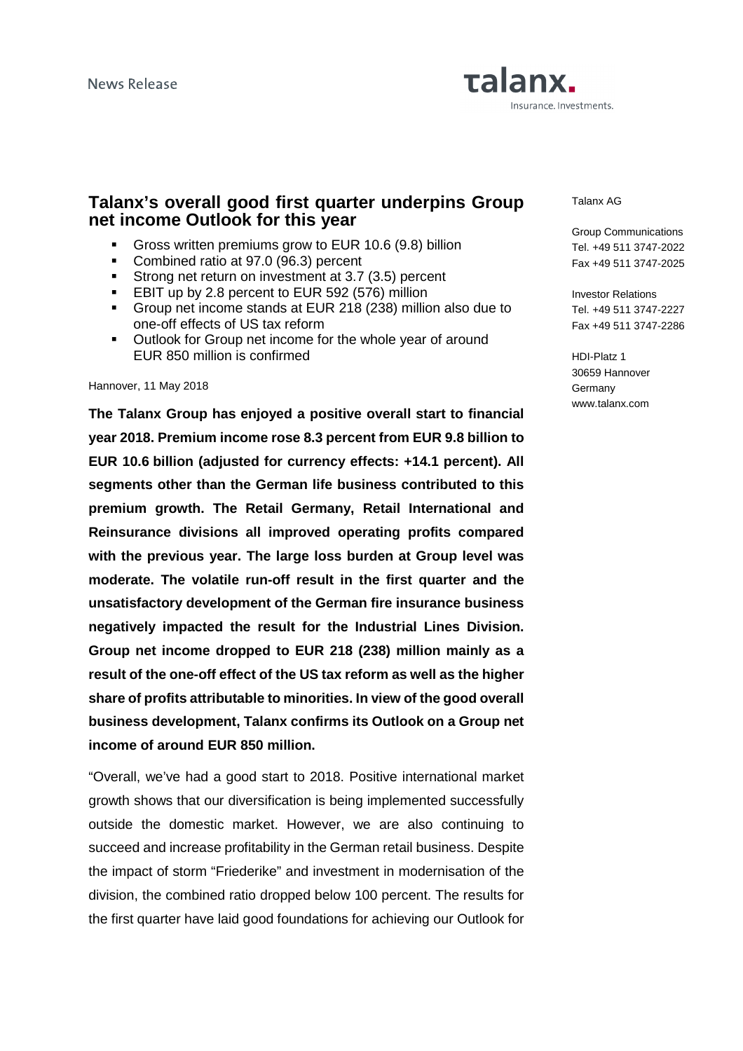News Release

Talanx. Insurance. Investments.

# Talanx's overall good first quarter underpins Group net income Outlook for this year

- Gross written premiums grow to EUR 10.6 (9.8) billion
- Combined ratio at 97.0 (96.3) percent
- Strong net return on investment at 3.7 (3.5) percent
- EBIT up by 2.8 percent to EUR 592 (576) million
- Group net income stands at EUR 218 (238) million also due to one-off effects of US tax reform
- Outlook for Group net income for the whole year of around EUR 850 million is confirmed

Talanx AG

Group Communications
Tel. +49 511 3747-2022
Fax +49 511 3747-2025

Investor Relations
Tel. +49 511 3747-2227
Fax +49 511 3747-2286

HDI-Platz 1
30659 Hannover
Germany
www.talanx.com

Hannover, 11 May 2018

**The Talanx Group has enjoyed a positive overall start to financial year 2018. Premium income rose 8.3 percent from EUR 9.8 billion to EUR 10.6 billion (adjusted for currency effects: +14.1 percent). All segments other than the German life business contributed to this premium growth. The Retail Germany, Retail International and Reinsurance divisions all improved operating profits compared with the previous year. The large loss burden at Group level was moderate. The volatile run-off result in the first quarter and the unsatisfactory development of the German fire insurance business negatively impacted the result for the Industrial Lines Division. Group net income dropped to EUR 218 (238) million mainly as a result of the one-off effect of the US tax reform as well as the higher share of profits attributable to minorities. In view of the good overall business development, Talanx confirms its Outlook on a Group net income of around EUR 850 million.**

"Overall, we've had a good start to 2018. Positive international market growth shows that our diversification is being implemented successfully outside the domestic market. However, we are also continuing to succeed and increase profitability in the German retail business. Despite the impact of storm "Friederike" and investment in modernisation of the division, the combined ratio dropped below 100 percent. The results for the first quarter have laid good foundations for achieving our Outlook for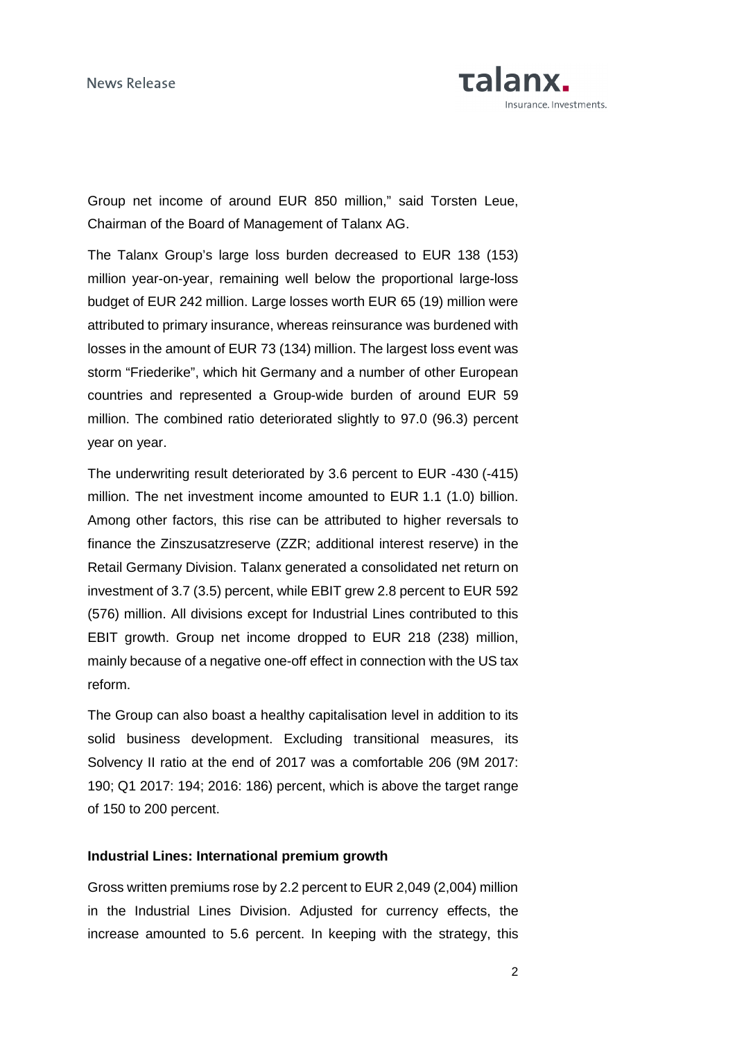Group net income of around EUR 850 million," said Torsten Leue, Chairman of the Board of Management of Talanx AG.

The Talanx Group's large loss burden decreased to EUR 138 (153) million year-on-year, remaining well below the proportional large-loss budget of EUR 242 million. Large losses worth EUR 65 (19) million were attributed to primary insurance, whereas reinsurance was burdened with losses in the amount of EUR 73 (134) million. The largest loss event was storm "Friederike", which hit Germany and a number of other European countries and represented a Group-wide burden of around EUR 59 million. The combined ratio deteriorated slightly to 97.0 (96.3) percent year on year.

The underwriting result deteriorated by 3.6 percent to EUR -430 (-415) million. The net investment income amounted to EUR 1.1 (1.0) billion. Among other factors, this rise can be attributed to higher reversals to finance the Zinszusatzreserve (ZZR; additional interest reserve) in the Retail Germany Division. Talanx generated a consolidated net return on investment of 3.7 (3.5) percent, while EBIT grew 2.8 percent to EUR 592 (576) million. All divisions except for Industrial Lines contributed to this EBIT growth. Group net income dropped to EUR 218 (238) million, mainly because of a negative one-off effect in connection with the US tax reform.

The Group can also boast a healthy capitalisation level in addition to its solid business development. Excluding transitional measures, its Solvency II ratio at the end of 2017 was a comfortable 206 (9M 2017: 190; Q1 2017: 194; 2016: 186) percent, which is above the target range of 150 to 200 percent.

**Industrial Lines: International premium growth**

Gross written premiums rose by 2.2 percent to EUR 2,049 (2,004) million in the Industrial Lines Division. Adjusted for currency effects, the increase amounted to 5.6 percent. In keeping with the strategy, this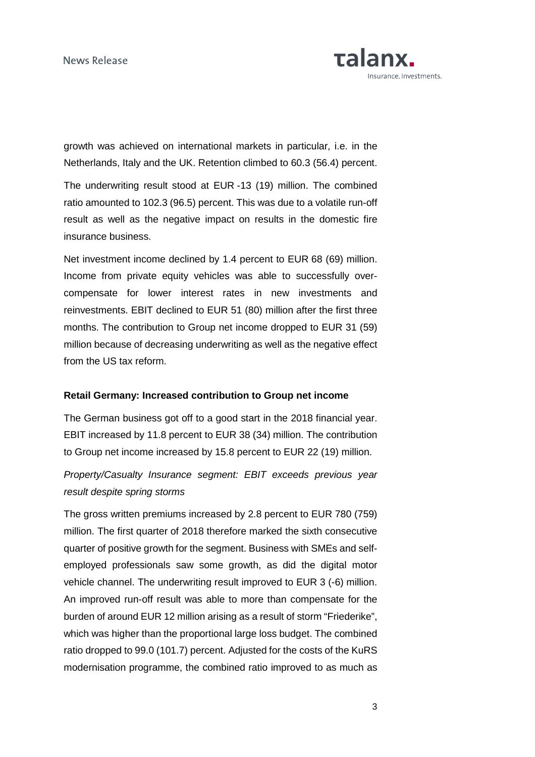growth was achieved on international markets in particular, i.e. in the Netherlands, Italy and the UK. Retention climbed to 60.3 (56.4) percent.

The underwriting result stood at EUR -13 (19) million. The combined ratio amounted to 102.3 (96.5) percent. This was due to a volatile run-off result as well as the negative impact on results in the domestic fire insurance business.

Net investment income declined by 1.4 percent to EUR 68 (69) million. Income from private equity vehicles was able to successfully over-compensate for lower interest rates in new investments and reinvestments. EBIT declined to EUR 51 (80) million after the first three months. The contribution to Group net income dropped to EUR 31 (59) million because of decreasing underwriting as well as the negative effect from the US tax reform.

**Retail Germany: Increased contribution to Group net income**

The German business got off to a good start in the 2018 financial year. EBIT increased by 11.8 percent to EUR 38 (34) million. The contribution to Group net income increased by 15.8 percent to EUR 22 (19) million.

*Property/Casualty Insurance segment: EBIT exceeds previous year result despite spring storms*

The gross written premiums increased by 2.8 percent to EUR 780 (759) million. The first quarter of 2018 therefore marked the sixth consecutive quarter of positive growth for the segment. Business with SMEs and self-employed professionals saw some growth, as did the digital motor vehicle channel. The underwriting result improved to EUR 3 (-6) million. An improved run-off result was able to more than compensate for the burden of around EUR 12 million arising as a result of storm "Friederike", which was higher than the proportional large loss budget. The combined ratio dropped to 99.0 (101.7) percent. Adjusted for the costs of the KuRS modernisation programme, the combined ratio improved to as much as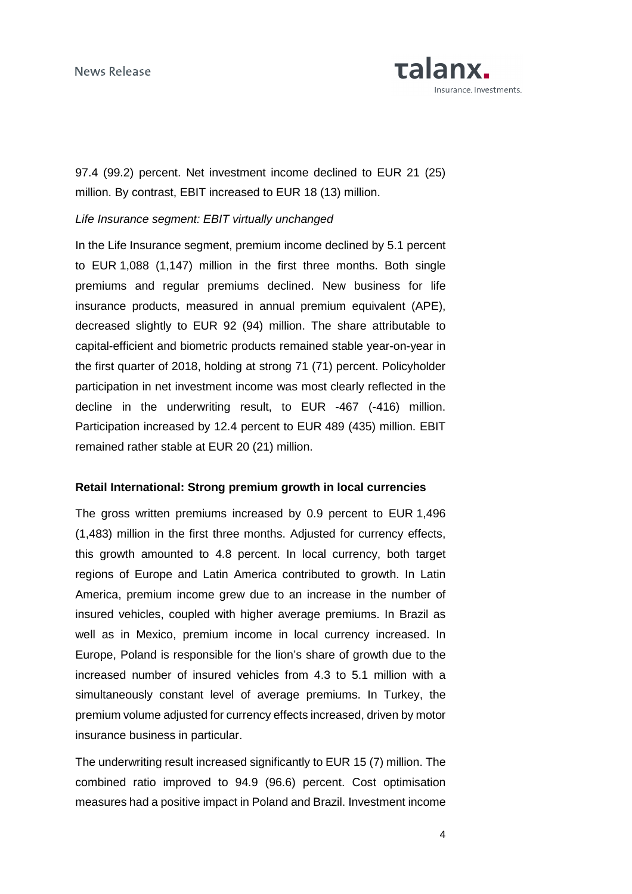97.4 (99.2) percent. Net investment income declined to EUR 21 (25) million. By contrast, EBIT increased to EUR 18 (13) million.

*Life Insurance segment: EBIT virtually unchanged*

In the Life Insurance segment, premium income declined by 5.1 percent to EUR 1,088 (1,147) million in the first three months. Both single premiums and regular premiums declined. New business for life insurance products, measured in annual premium equivalent (APE), decreased slightly to EUR 92 (94) million. The share attributable to capital-efficient and biometric products remained stable year-on-year in the first quarter of 2018, holding at strong 71 (71) percent. Policyholder participation in net investment income was most clearly reflected in the decline in the underwriting result, to EUR -467 (-416) million. Participation increased by 12.4 percent to EUR 489 (435) million. EBIT remained rather stable at EUR 20 (21) million.

**Retail International: Strong premium growth in local currencies**

The gross written premiums increased by 0.9 percent to EUR 1,496 (1,483) million in the first three months. Adjusted for currency effects, this growth amounted to 4.8 percent. In local currency, both target regions of Europe and Latin America contributed to growth. In Latin America, premium income grew due to an increase in the number of insured vehicles, coupled with higher average premiums. In Brazil as well as in Mexico, premium income in local currency increased. In Europe, Poland is responsible for the lion's share of growth due to the increased number of insured vehicles from 4.3 to 5.1 million with a simultaneously constant level of average premiums. In Turkey, the premium volume adjusted for currency effects increased, driven by motor insurance business in particular.

The underwriting result increased significantly to EUR 15 (7) million. The combined ratio improved to 94.9 (96.6) percent. Cost optimisation measures had a positive impact in Poland and Brazil. Investment income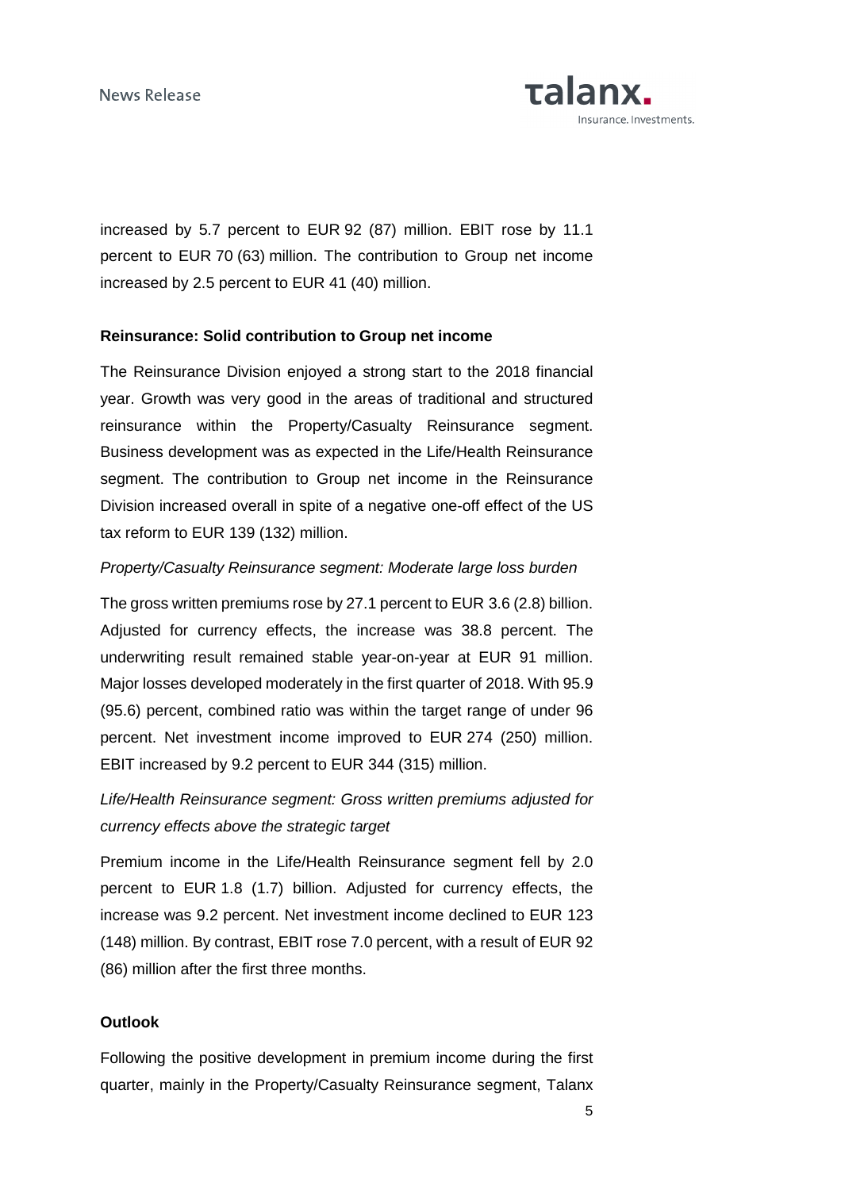increased by 5.7 percent to EUR 92 (87) million. EBIT rose by 11.1 percent to EUR 70 (63) million. The contribution to Group net income increased by 2.5 percent to EUR 41 (40) million.

**Reinsurance: Solid contribution to Group net income**

The Reinsurance Division enjoyed a strong start to the 2018 financial year. Growth was very good in the areas of traditional and structured reinsurance within the Property/Casualty Reinsurance segment. Business development was as expected in the Life/Health Reinsurance segment. The contribution to Group net income in the Reinsurance Division increased overall in spite of a negative one-off effect of the US tax reform to EUR 139 (132) million.

*Property/Casualty Reinsurance segment: Moderate large loss burden*

The gross written premiums rose by 27.1 percent to EUR 3.6 (2.8) billion. Adjusted for currency effects, the increase was 38.8 percent. The underwriting result remained stable year-on-year at EUR 91 million. Major losses developed moderately in the first quarter of 2018. With 95.9 (95.6) percent, combined ratio was within the target range of under 96 percent. Net investment income improved to EUR 274 (250) million. EBIT increased by 9.2 percent to EUR 344 (315) million.

*Life/Health Reinsurance segment: Gross written premiums adjusted for currency effects above the strategic target*

Premium income in the Life/Health Reinsurance segment fell by 2.0 percent to EUR 1.8 (1.7) billion. Adjusted for currency effects, the increase was 9.2 percent. Net investment income declined to EUR 123 (148) million. By contrast, EBIT rose 7.0 percent, with a result of EUR 92 (86) million after the first three months.

**Outlook**

Following the positive development in premium income during the first quarter, mainly in the Property/Casualty Reinsurance segment, Talanx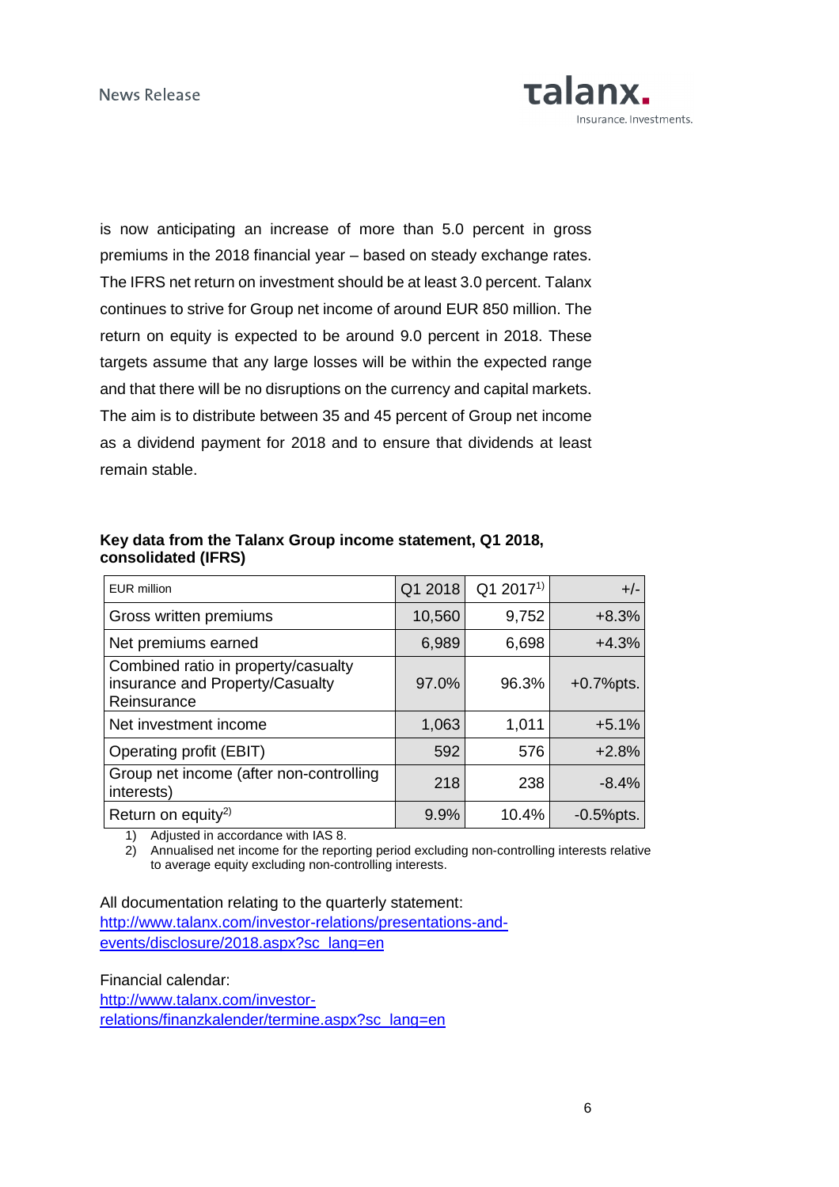is now anticipating an increase of more than 5.0 percent in gross premiums in the 2018 financial year – based on steady exchange rates. The IFRS net return on investment should be at least 3.0 percent. Talanx continues to strive for Group net income of around EUR 850 million. The return on equity is expected to be around 9.0 percent in 2018. These targets assume that any large losses will be within the expected range and that there will be no disruptions on the currency and capital markets. The aim is to distribute between 35 and 45 percent of Group net income as a dividend payment for 2018 and to ensure that dividends at least remain stable.

**Key data from the Talanx Group income statement, Q1 2018, consolidated (IFRS)**

| EUR million | Q1 2018 | Q1 2017[1)] | +/- |
|---|---|---|---|
| Gross written premiums | 10,560 | 9,752 | +8.3% |
| Net premiums earned | 6,989 | 6,698 | +4.3% |
| Combined ratio in property/casualty insurance and Property/Casualty Reinsurance | 97.0% | 96.3% | +0.7%pts. |
| Net investment income | 1,063 | 1,011 | +5.1% |
| Operating profit (EBIT) | 592 | 576 | +2.8% |
| Group net income (after non-controlling interests) | 218 | 238 | -8.4% |
| Return on equity[2)] | 9.9% | 10.4% | -0.5%pts. |

1) Adjusted in accordance with IAS 8.
2) Annualised net income for the reporting period excluding non-controlling interests relative to average equity excluding non-controlling interests.

All documentation relating to the quarterly statement:
http://www.talanx.com/investor-relations/presentations-and-events/disclosure/2018.aspx?sc_lang=en

Financial calendar:
http://www.talanx.com/investor-relations/finanzkalender/termine.aspx?sc_lang=en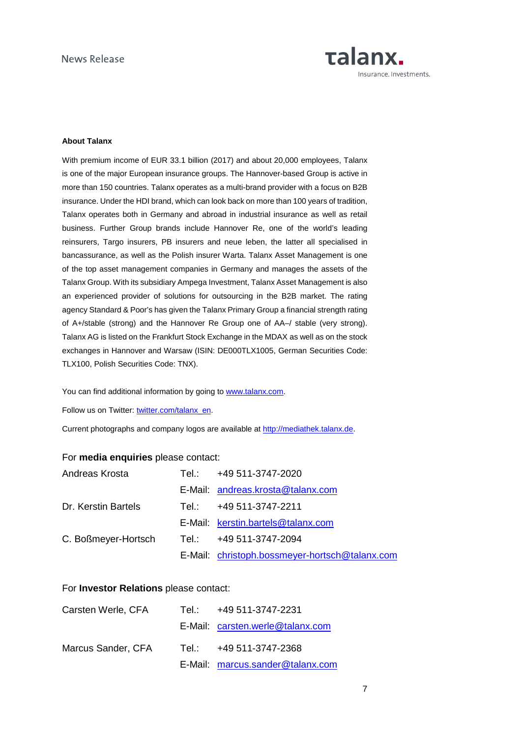**About Talanx**

With premium income of EUR 33.1 billion (2017) and about 20,000 employees, Talanx is one of the major European insurance groups. The Hannover-based Group is active in more than 150 countries. Talanx operates as a multi-brand provider with a focus on B2B insurance. Under the HDI brand, which can look back on more than 100 years of tradition, Talanx operates both in Germany and abroad in industrial insurance as well as retail business. Further Group brands include Hannover Re, one of the world's leading reinsurers, Targo insurers, PB insurers and neue leben, the latter all specialised in bancassurance, as well as the Polish insurer Warta. Talanx Asset Management is one of the top asset management companies in Germany and manages the assets of the Talanx Group. With its subsidiary Ampega Investment, Talanx Asset Management is also an experienced provider of solutions for outsourcing in the B2B market. The rating agency Standard & Poor's has given the Talanx Primary Group a financial strength rating of A+/stable (strong) and the Hannover Re Group one of AA–/ stable (very strong). Talanx AG is listed on the Frankfurt Stock Exchange in the MDAX as well as on the stock exchanges in Hannover and Warsaw (ISIN: DE000TLX1005, German Securities Code: TLX100, Polish Securities Code: TNX).

You can find additional information by going to www.talanx.com.

Follow us on Twitter: twitter.com/talanx_en.

Current photographs and company logos are available at http://mediathek.talanx.de.

For **media enquiries** please contact:

| | | |
|---|---|---|
| Andreas Krosta | Tel.: | +49 511-3747-2020 |
| | E-Mail: | andreas.krosta@talanx.com |
| Dr. Kerstin Bartels | Tel.: | +49 511-3747-2211 |
| | E-Mail: | kerstin.bartels@talanx.com |
| C. Boßmeyer-Hortsch | Tel.: | +49 511-3747-2094 |
| | E-Mail: | christoph.bossmeyer-hortsch@talanx.com |

For **Investor Relations** please contact:

| | | |
|---|---|---|
| Carsten Werle, CFA | Tel.: | +49 511-3747-2231 |
| | E-Mail: | carsten.werle@talanx.com |
| Marcus Sander, CFA | Tel.: | +49 511-3747-2368 |
| | E-Mail: | marcus.sander@talanx.com |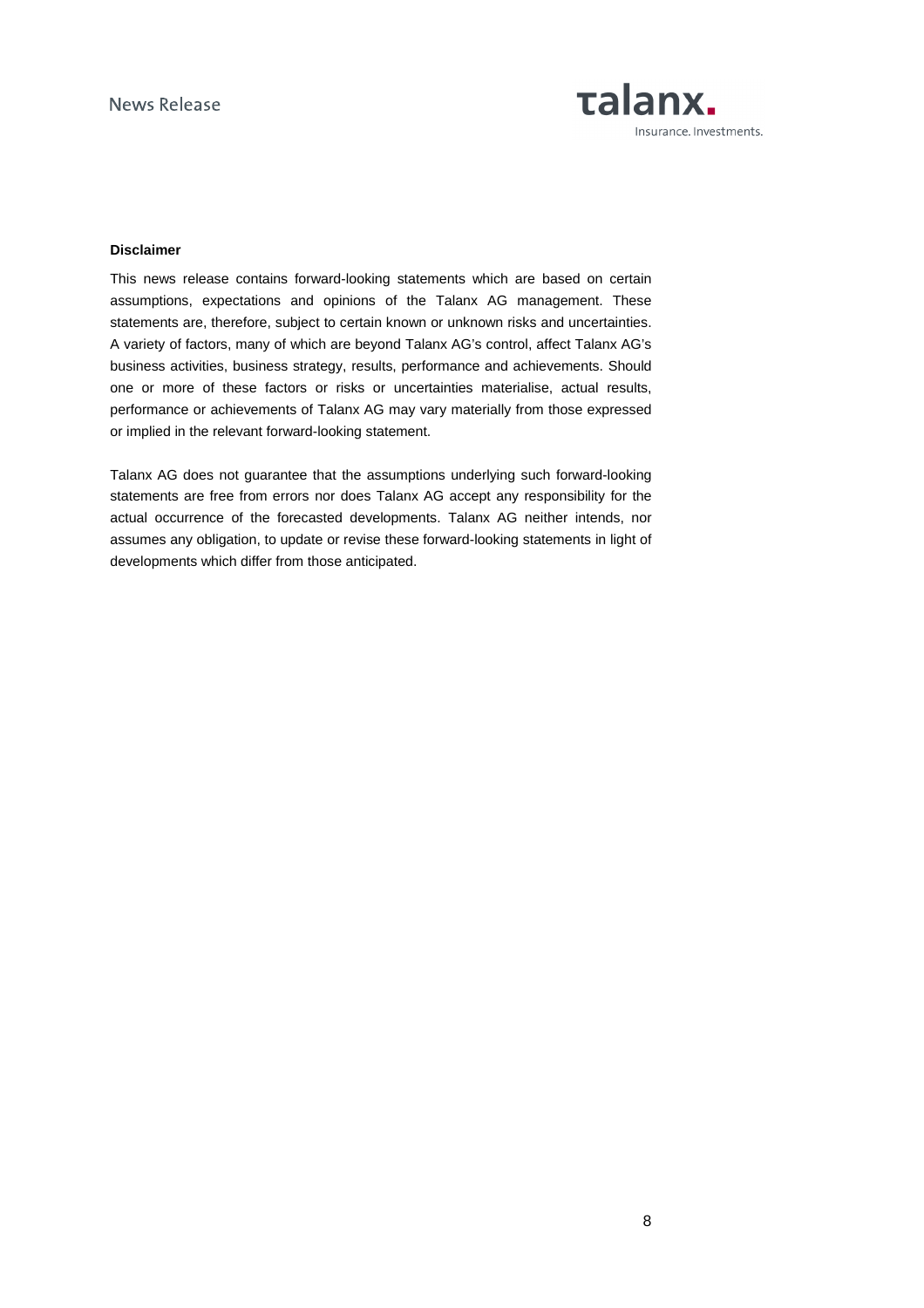**Disclaimer**

This news release contains forward-looking statements which are based on certain assumptions, expectations and opinions of the Talanx AG management. These statements are, therefore, subject to certain known or unknown risks and uncertainties. A variety of factors, many of which are beyond Talanx AG's control, affect Talanx AG's business activities, business strategy, results, performance and achievements. Should one or more of these factors or risks or uncertainties materialise, actual results, performance or achievements of Talanx AG may vary materially from those expressed or implied in the relevant forward-looking statement.

Talanx AG does not guarantee that the assumptions underlying such forward-looking statements are free from errors nor does Talanx AG accept any responsibility for the actual occurrence of the forecasted developments. Talanx AG neither intends, nor assumes any obligation, to update or revise these forward-looking statements in light of developments which differ from those anticipated.